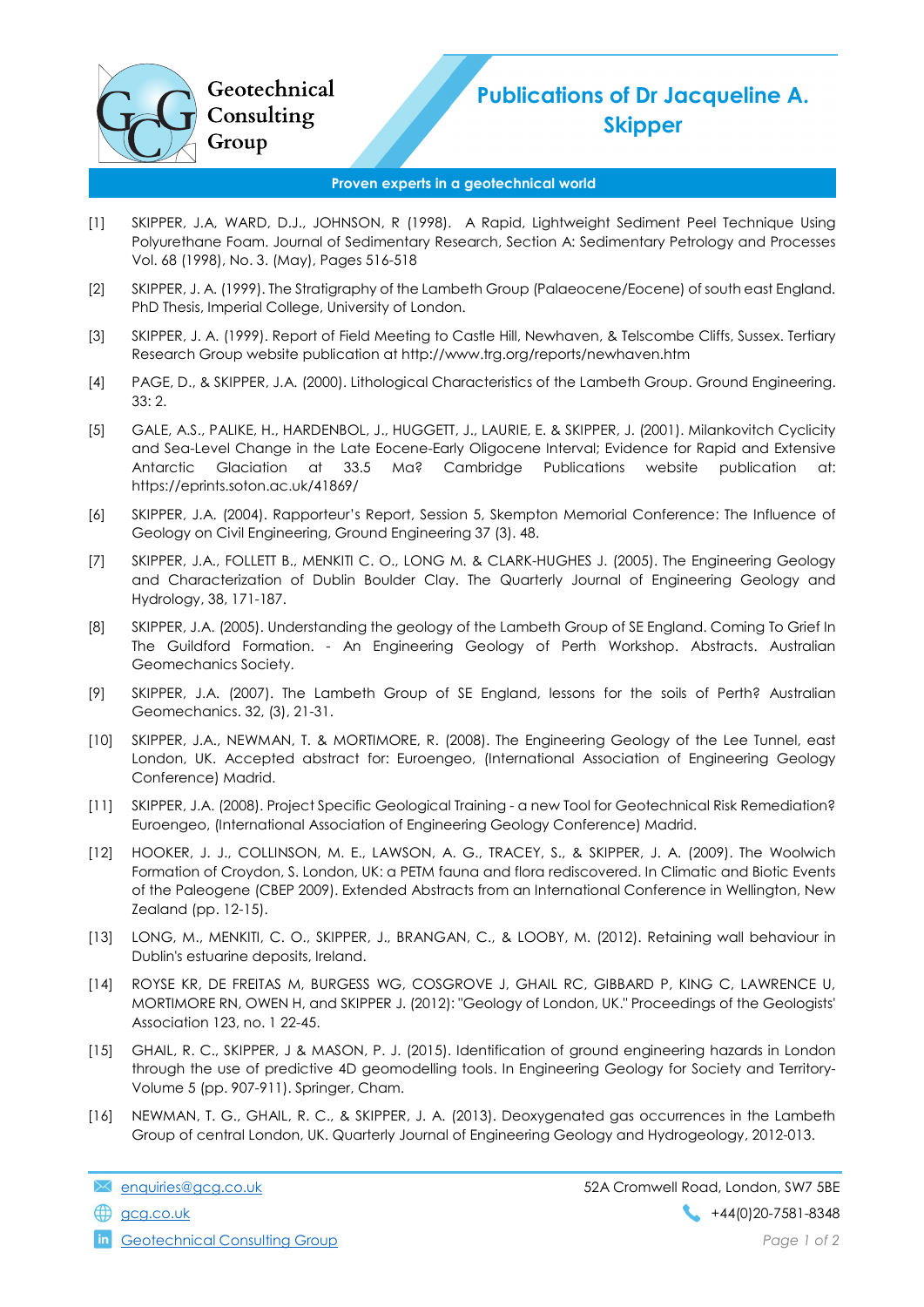Geotechnical Consulting Group

# Publications of Dr Jacqueline A. Skipper

**Proven experts in a geotechnical world**

[1] SKIPPER, J.A, WARD, D.J., JOHNSON, R (1998). A Rapid, Lightweight Sediment Peel Technique Using Polyurethane Foam. Journal of Sedimentary Research, Section A: Sedimentary Petrology and Processes Vol. 68 (1998), No. 3. (May), Pages 516-518

[2] SKIPPER, J. A. (1999). The Stratigraphy of the Lambeth Group (Palaeocene/Eocene) of south east England. PhD Thesis, Imperial College, University of London.

[3] SKIPPER, J. A. (1999). Report of Field Meeting to Castle Hill, Newhaven, & Telscombe Cliffs, Sussex. Tertiary Research Group website publication at http://www.trg.org/reports/newhaven.htm

[4] PAGE, D., & SKIPPER, J.A. (2000). Lithological Characteristics of the Lambeth Group. Ground Engineering. 33: 2.

[5] GALE, A.S., PALIKE, H., HARDENBOL, J., HUGGETT, J., LAURIE, E. & SKIPPER, J. (2001). Milankovitch Cyclicity and Sea-Level Change in the Late Eocene-Early Oligocene Interval; Evidence for Rapid and Extensive Antarctic Glaciation at 33.5 Ma? Cambridge Publications website publication at: https://eprints.soton.ac.uk/41869/

[6] SKIPPER, J.A. (2004). Rapporteur's Report, Session 5, Skempton Memorial Conference: The Influence of Geology on Civil Engineering, Ground Engineering 37 (3). 48.

[7] SKIPPER, J.A., FOLLETT B., MENKITI C. O., LONG M. & CLARK-HUGHES J. (2005). The Engineering Geology and Characterization of Dublin Boulder Clay. The Quarterly Journal of Engineering Geology and Hydrology, 38, 171-187.

[8] SKIPPER, J.A. (2005). Understanding the geology of the Lambeth Group of SE England. Coming To Grief In The Guildford Formation. - An Engineering Geology of Perth Workshop. Abstracts. Australian Geomechanics Society.

[9] SKIPPER, J.A. (2007). The Lambeth Group of SE England, lessons for the soils of Perth? Australian Geomechanics. 32, (3), 21-31.

[10] SKIPPER, J.A., NEWMAN, T. & MORTIMORE, R. (2008). The Engineering Geology of the Lee Tunnel, east London, UK. Accepted abstract for: Euroengeo, (International Association of Engineering Geology Conference) Madrid.

[11] SKIPPER, J.A. (2008). Project Specific Geological Training - a new Tool for Geotechnical Risk Remediation? Euroengeo, (International Association of Engineering Geology Conference) Madrid.

[12] HOOKER, J. J., COLLINSON, M. E., LAWSON, A. G., TRACEY, S., & SKIPPER, J. A. (2009). The Woolwich Formation of Croydon, S. London, UK: a PETM fauna and flora rediscovered. In Climatic and Biotic Events of the Paleogene (CBEP 2009). Extended Abstracts from an International Conference in Wellington, New Zealand (pp. 12-15).

[13] LONG, M., MENKITI, C. O., SKIPPER, J., BRANGAN, C., & LOOBY, M. (2012). Retaining wall behaviour in Dublin's estuarine deposits, Ireland.

[14] ROYSE KR, DE FREITAS M, BURGESS WG, COSGROVE J, GHAIL RC, GIBBARD P, KING C, LAWRENCE U, MORTIMORE RN, OWEN H, and SKIPPER J. (2012): "Geology of London, UK." Proceedings of the Geologists' Association 123, no. 1 22-45.

[15] GHAIL, R. C., SKIPPER, J & MASON, P. J. (2015). Identification of ground engineering hazards in London through the use of predictive 4D geomodelling tools. In Engineering Geology for Society and Territory-Volume 5 (pp. 907-911). Springer, Cham.

[16] NEWMAN, T. G., GHAIL, R. C., & SKIPPER, J. A. (2013). Deoxygenated gas occurrences in the Lambeth Group of central London, UK. Quarterly Journal of Engineering Geology and Hydrogeology, 2012-013.

enquiries@gcg.co.uk | 52A Cromwell Road, London, SW7 5BE
gcg.co.uk | +44(0)20-7581-8348
Geotechnical Consulting Group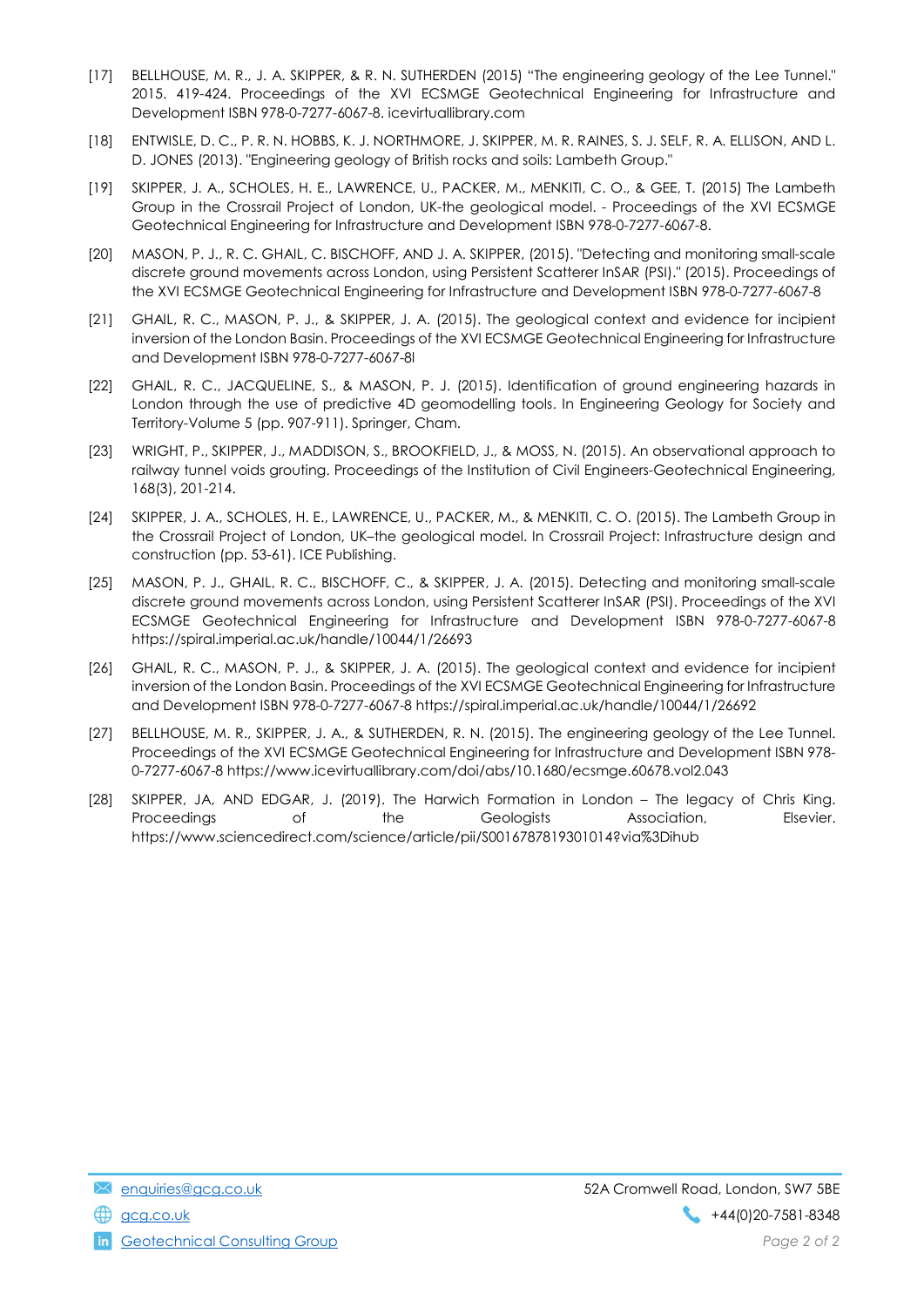[17] BELLHOUSE, M. R., J. A. SKIPPER, & R. N. SUTHERDEN (2015) "The engineering geology of the Lee Tunnel." 2015. 419-424. Proceedings of the XVI ECSMGE Geotechnical Engineering for Infrastructure and Development ISBN 978-0-7277-6067-8. icevirtuallibrary.com

[18] ENTWISLE, D. C., P. R. N. HOBBS, K. J. NORTHMORE, J. SKIPPER, M. R. RAINES, S. J. SELF, R. A. ELLISON, AND L. D. JONES (2013). "Engineering geology of British rocks and soils: Lambeth Group."

[19] SKIPPER, J. A., SCHOLES, H. E., LAWRENCE, U., PACKER, M., MENKITI, C. O., & GEE, T. (2015) The Lambeth Group in the Crossrail Project of London, UK-the geological model. - Proceedings of the XVI ECSMGE Geotechnical Engineering for Infrastructure and Development ISBN 978-0-7277-6067-8.

[20] MASON, P. J., R. C. GHAIL, C. BISCHOFF, AND J. A. SKIPPER, (2015). "Detecting and monitoring small-scale discrete ground movements across London, using Persistent Scatterer InSAR (PSI)." (2015). Proceedings of the XVI ECSMGE Geotechnical Engineering for Infrastructure and Development ISBN 978-0-7277-6067-8

[21] GHAIL, R. C., MASON, P. J., & SKIPPER, J. A. (2015). The geological context and evidence for incipient inversion of the London Basin. Proceedings of the XVI ECSMGE Geotechnical Engineering for Infrastructure and Development ISBN 978-0-7277-6067-8l

[22] GHAIL, R. C., JACQUELINE, S., & MASON, P. J. (2015). Identification of ground engineering hazards in London through the use of predictive 4D geomodelling tools. In Engineering Geology for Society and Territory-Volume 5 (pp. 907-911). Springer, Cham.

[23] WRIGHT, P., SKIPPER, J., MADDISON, S., BROOKFIELD, J., & MOSS, N. (2015). An observational approach to railway tunnel voids grouting. Proceedings of the Institution of Civil Engineers-Geotechnical Engineering, 168(3), 201-214.

[24] SKIPPER, J. A., SCHOLES, H. E., LAWRENCE, U., PACKER, M., & MENKITI, C. O. (2015). The Lambeth Group in the Crossrail Project of London, UK–the geological model. In Crossrail Project: Infrastructure design and construction (pp. 53-61). ICE Publishing.

[25] MASON, P. J., GHAIL, R. C., BISCHOFF, C., & SKIPPER, J. A. (2015). Detecting and monitoring small-scale discrete ground movements across London, using Persistent Scatterer InSAR (PSI). Proceedings of the XVI ECSMGE Geotechnical Engineering for Infrastructure and Development ISBN 978-0-7277-6067-8 https://spiral.imperial.ac.uk/handle/10044/1/26693

[26] GHAIL, R. C., MASON, P. J., & SKIPPER, J. A. (2015). The geological context and evidence for incipient inversion of the London Basin. Proceedings of the XVI ECSMGE Geotechnical Engineering for Infrastructure and Development ISBN 978-0-7277-6067-8 https://spiral.imperial.ac.uk/handle/10044/1/26692

[27] BELLHOUSE, M. R., SKIPPER, J. A., & SUTHERDEN, R. N. (2015). The engineering geology of the Lee Tunnel. Proceedings of the XVI ECSMGE Geotechnical Engineering for Infrastructure and Development ISBN 978-0-7277-6067-8 https://www.icevirtuallibrary.com/doi/abs/10.1680/ecsmge.60678.vol2.043

[28] SKIPPER, JA, AND EDGAR, J. (2019). The Harwich Formation in London – The legacy of Chris King. Proceedings of the Geologists Association, Elsevier. https://www.sciencedirect.com/science/article/pii/S0016787819301014?via%3Dihub

enquiries@gcg.co.uk

gcg.co.uk

Geotechnical Consulting Group

52A Cromwell Road, London, SW7 5BE

+44(0)20-7581-8348